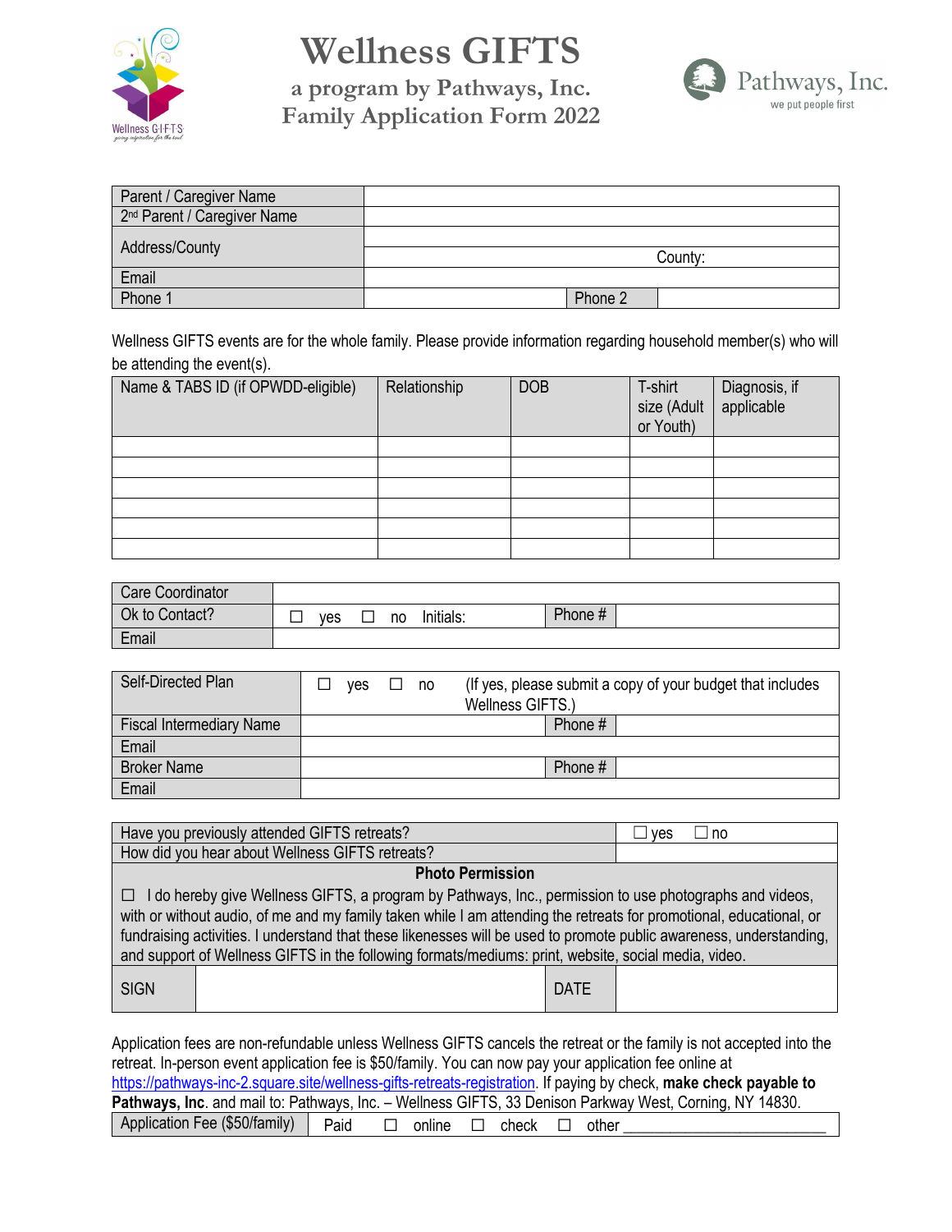# Wellness GIFTS

## a program by Pathways, Inc.
## Family Application Form 2022

| Parent / Caregiver Name | | | |
|---|---|---|---|
| 2nd Parent / Caregiver Name | | | |
| Address/County | | | |
| | County: | | |
| Email | | | |
| Phone 1 | | Phone 2 | |

Wellness GIFTS events are for the whole family. Please provide information regarding household member(s) who will be attending the event(s).

| Name & TABS ID (if OPWDD-eligible) | Relationship | DOB | T-shirt size (Adult or Youth) | Diagnosis, if applicable |
|---|---|---|---|---|
| | | | | |
| | | | | |
| | | | | |
| | | | | |
| | | | | |
| | | | | |

| Care Coordinator | | | |
|---|---|---|---|
| Ok to Contact? | ☐ yes ☐ no Initials: | Phone # | |
| Email | | | |

| Self-Directed Plan | ☐ yes ☐ no (If yes, please submit a copy of your budget that includes Wellness GIFTS.) | | |
|---|---|---|---|
| Fiscal Intermediary Name | | Phone # | |
| Email | | | |
| Broker Name | | Phone # | |
| Email | | | |

| Have you previously attended GIFTS retreats? | ☐ yes ☐ no |
|---|---|
| How did you hear about Wellness GIFTS retreats? | |

**Photo Permission**

☐ I do hereby give Wellness GIFTS, a program by Pathways, Inc., permission to use photographs and videos, with or without audio, of me and my family taken while I am attending the retreats for promotional, educational, or fundraising activities. I understand that these likenesses will be used to promote public awareness, understanding, and support of Wellness GIFTS in the following formats/mediums: print, website, social media, video.

| SIGN | | DATE | |
|---|---|---|---|

Application fees are non-refundable unless Wellness GIFTS cancels the retreat or the family is not accepted into the retreat. In-person event application fee is $50/family. You can now pay your application fee online at https://pathways-inc-2.square.site/wellness-gifts-retreats-registration. If paying by check, **make check payable to Pathways, Inc**. and mail to: Pathways, Inc. – Wellness GIFTS, 33 Denison Parkway West, Corning, NY 14830.

| Application Fee ($50/family) | Paid ☐ online ☐ check ☐ other ________________________ |
|---|---|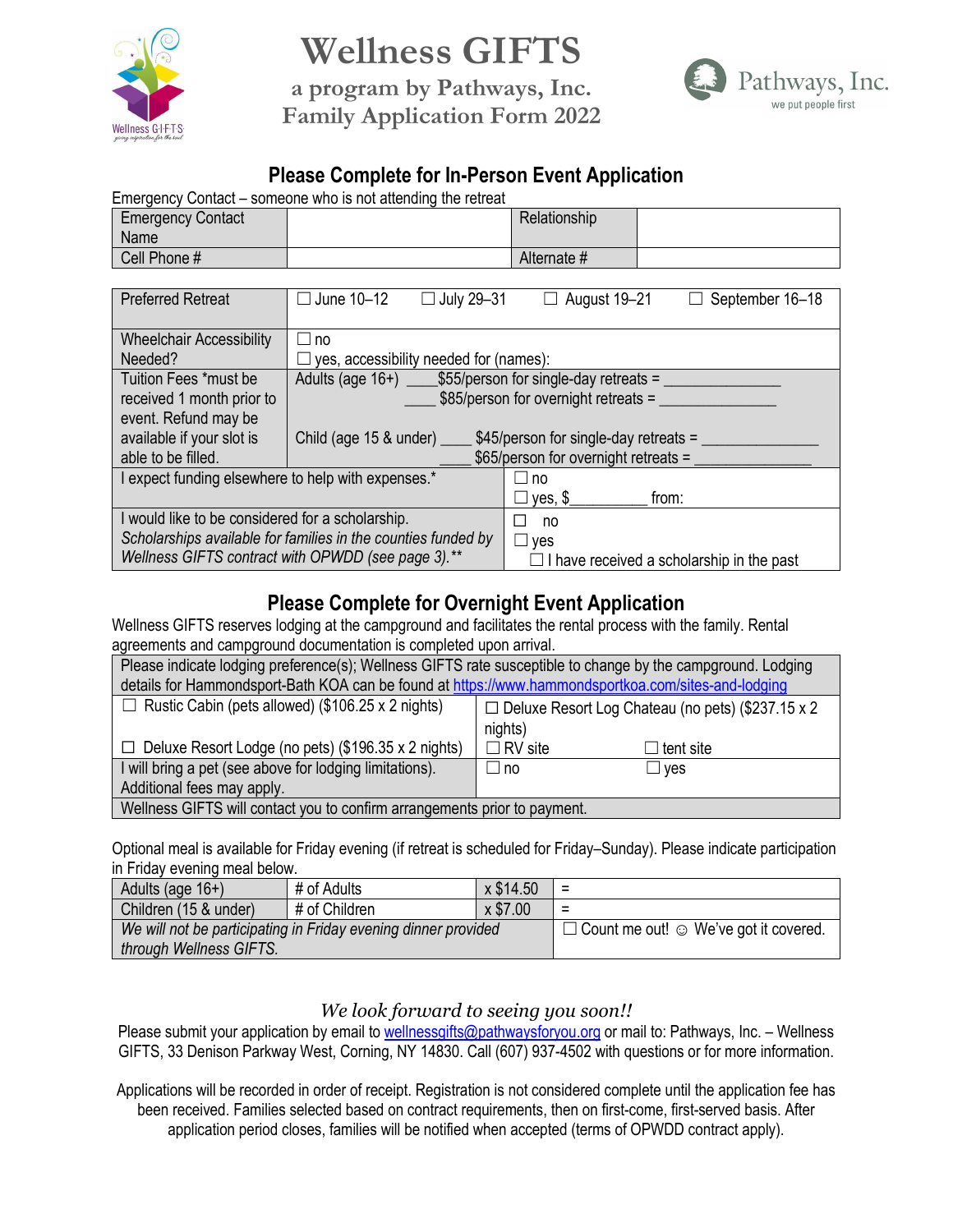# Wellness GIFTS

## a program by Pathways, Inc.
## Family Application Form 2022

Pathways, Inc.
we put people first

## Please Complete for In-Person Event Application

Emergency Contact – someone who is not attending the retreat

| Emergency Contact Name | | Relationship | |
|---|---|---|---|
| Cell Phone # | | Alternate # | |

| Preferred Retreat | ☐ June 10–12 ☐ July 29–31 ☐ August 19–21 ☐ September 16–18 | |
|---|---|---|
| Wheelchair Accessibility Needed? | ☐ no<br>☐ yes, accessibility needed for (names): | |
| Tuition Fees *must be received 1 month prior to event. Refund may be available if your slot is able to be filled. | Adults (age 16+) ____$55/person for single-day retreats = ______________<br>____ $85/person for overnight retreats = ______________<br><br>Child (age 15 & under) ____ $45/person for single-day retreats = ______________<br>____ $65/person for overnight retreats = ______________ | |
| I expect funding elsewhere to help with expenses.* | | ☐ no<br>☐ yes, $_________ from: |
| I would like to be considered for a scholarship.<br>*Scholarships available for families in the counties funded by Wellness GIFTS contract with OPWDD (see page 3).** * | | ☐ no<br>☐ yes<br>☐ I have received a scholarship in the past |

## Please Complete for Overnight Event Application

Wellness GIFTS reserves lodging at the campground and facilitates the rental process with the family. Rental agreements and campground documentation is completed upon arrival.

| Please indicate lodging preference(s); Wellness GIFTS rate susceptible to change by the campground. Lodging details for Hammondsport-Bath KOA can be found at https://www.hammondsportkoa.com/sites-and-lodging | | |
|---|---|---|
| ☐ Rustic Cabin (pets allowed) ($106.25 x 2 nights) | ☐ Deluxe Resort Log Chateau (no pets) ($237.15 x 2 nights) | |
| ☐ Deluxe Resort Lodge (no pets) ($196.35 x 2 nights) | ☐ RV site | ☐ tent site |
| I will bring a pet (see above for lodging limitations). Additional fees may apply. | ☐ no | ☐ yes |
| Wellness GIFTS will contact you to confirm arrangements prior to payment. | | |

Optional meal is available for Friday evening (if retreat is scheduled for Friday–Sunday). Please indicate participation in Friday evening meal below.

| Adults (age 16+) | # of Adults | x $14.50 | = |
|---|---|---|---|
| Children (15 & under) | # of Children | x $7.00 | = |
| *We will not be participating in Friday evening dinner provided through Wellness GIFTS.* | | | ☐ Count me out! ☺ We've got it covered. |

*We look forward to seeing you soon!!*

Please submit your application by email to wellnessgifts@pathwaysforyou.org or mail to: Pathways, Inc. – Wellness GIFTS, 33 Denison Parkway West, Corning, NY 14830. Call (607) 937-4502 with questions or for more information.

Applications will be recorded in order of receipt. Registration is not considered complete until the application fee has been received. Families selected based on contract requirements, then on first-come, first-served basis. After application period closes, families will be notified when accepted (terms of OPWDD contract apply).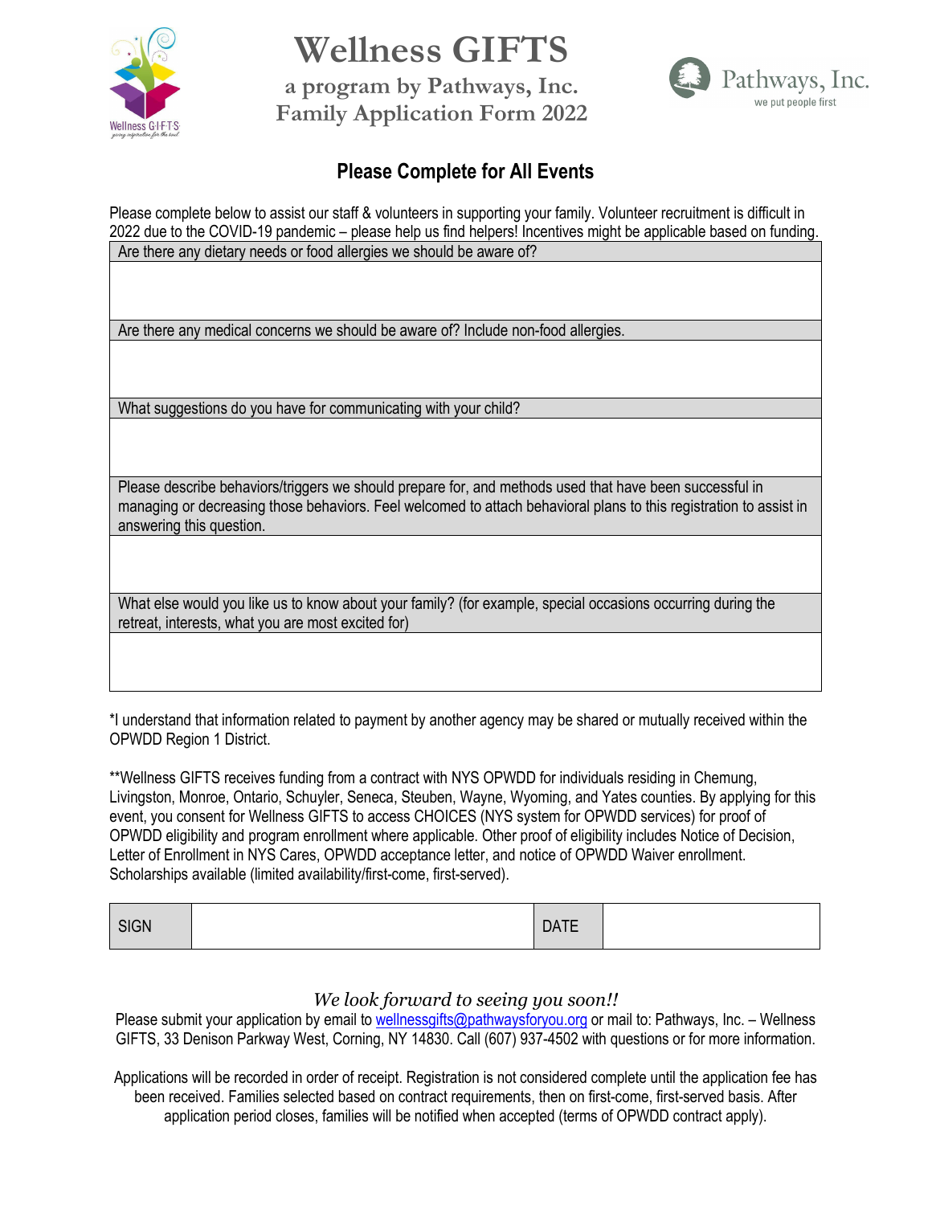# Wellness GIFTS

## a program by Pathways, Inc.
## Family Application Form 2022

Pathways, Inc.
we put people first

### Please Complete for All Events

Please complete below to assist our staff & volunteers in supporting your family. Volunteer recruitment is difficult in 2022 due to the COVID-19 pandemic – please help us find helpers! Incentives might be applicable based on funding.

| Are there any dietary needs or food allergies we should be aware of? |
|---|
| |
| **Are there any medical concerns we should be aware of? Include non-food allergies.** |
| |
| **What suggestions do you have for communicating with your child?** |
| |
| **Please describe behaviors/triggers we should prepare for, and methods used that have been successful in managing or decreasing those behaviors. Feel welcomed to attach behavioral plans to this registration to assist in answering this question.** |
| |
| **What else would you like us to know about your family? (for example, special occasions occurring during the retreat, interests, what you are most excited for)** |
| |

*I understand that information related to payment by another agency may be shared or mutually received within the OPWDD Region 1 District.

**Wellness GIFTS receives funding from a contract with NYS OPWDD for individuals residing in Chemung, Livingston, Monroe, Ontario, Schuyler, Seneca, Steuben, Wayne, Wyoming, and Yates counties. By applying for this event, you consent for Wellness GIFTS to access CHOICES (NYS system for OPWDD services) for proof of OPWDD eligibility and program enrollment where applicable. Other proof of eligibility includes Notice of Decision, Letter of Enrollment in NYS Cares, OPWDD acceptance letter, and notice of OPWDD Waiver enrollment. Scholarships available (limited availability/first-come, first-served).

| SIGN | | DATE | |
|---|---|---|---|

*We look forward to seeing you soon!!*

Please submit your application by email to wellnessgifts@pathwaysforyou.org or mail to: Pathways, Inc. – Wellness GIFTS, 33 Denison Parkway West, Corning, NY 14830. Call (607) 937-4502 with questions or for more information.

Applications will be recorded in order of receipt. Registration is not considered complete until the application fee has been received. Families selected based on contract requirements, then on first-come, first-served basis. After application period closes, families will be notified when accepted (terms of OPWDD contract apply).